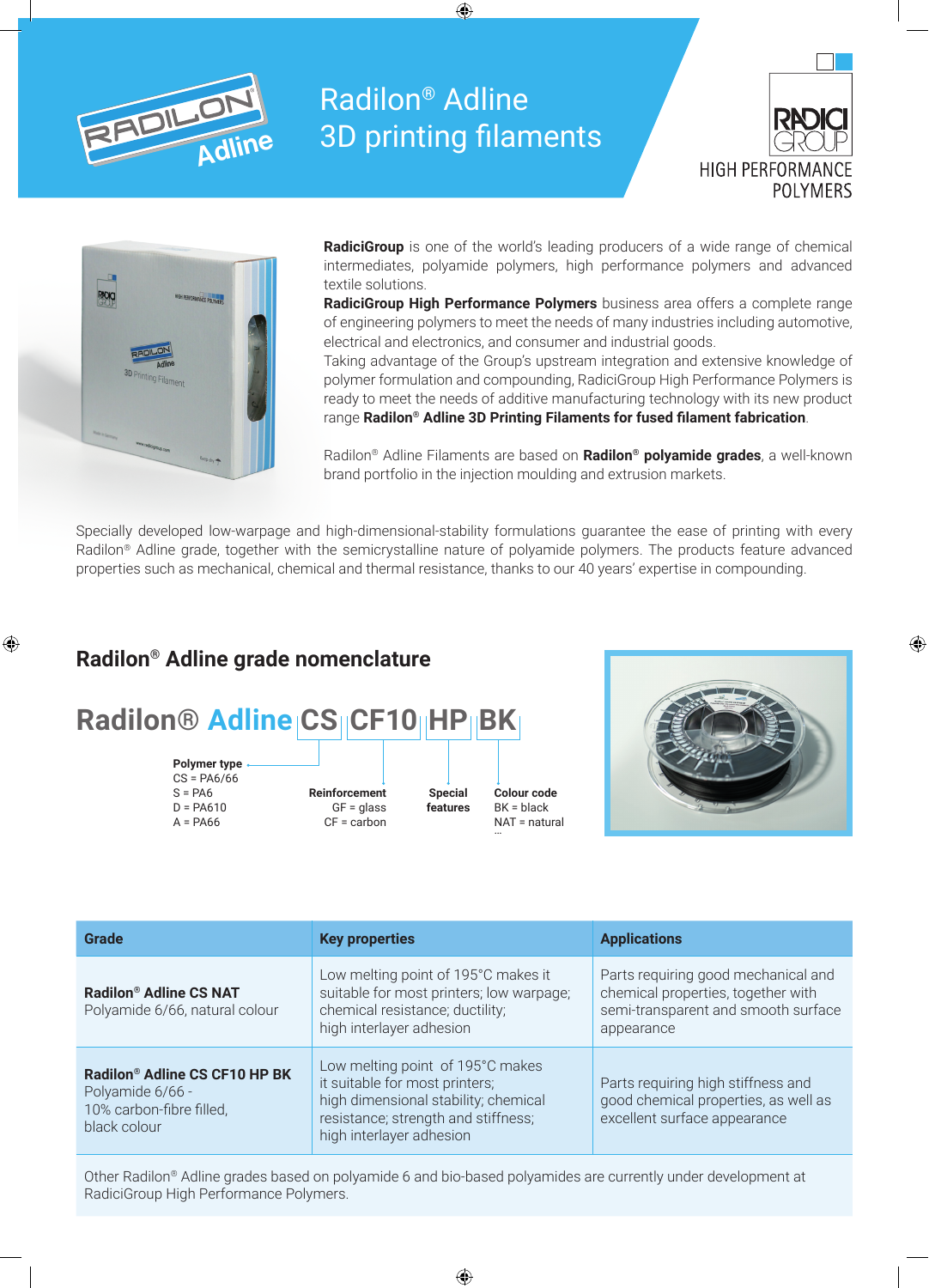# Radilon® Adline 3D printing filaments

HIGH PERFORMANCE POLYMERS

**RadiciGroup** is one of the world's leading producers of a wide range of chemical intermediates, polyamide polymers, high performance polymers and advanced textile solutions.
**RadiciGroup High Performance Polymers** business area offers a complete range of engineering polymers to meet the needs of many industries including automotive, electrical and electronics, and consumer and industrial goods.
Taking advantage of the Group's upstream integration and extensive knowledge of polymer formulation and compounding, RadiciGroup High Performance Polymers is ready to meet the needs of additive manufacturing technology with its new product range **Radilon® Adline 3D Printing Filaments for fused filament fabrication**.

Radilon® Adline Filaments are based on **Radilon® polyamide grades**, a well-known brand portfolio in the injection moulding and extrusion markets.

Specially developed low-warpage and high-dimensional-stability formulations guarantee the ease of printing with every Radilon® Adline grade, together with the semicrystalline nature of polyamide polymers. The products feature advanced properties such as mechanical, chemical and thermal resistance, thanks to our 40 years' expertise in compounding.

## Radilon® Adline grade nomenclature

**Radilon® Adline CS CF10 HP BK**

- **Polymer type** (CS): CS = PA6/66, S = PA6, D = PA610, A = PA66
- **Reinforcement** (CF10): GF = glass, CF = carbon
- **Special features** (HP)
- **Colour code** (BK): BK = black, NAT = natural, ...

| Grade | Key properties | Applications |
|---|---|---|
| **Radilon® Adline CS NAT** Polyamide 6/66, natural colour | Low melting point of 195°C makes it suitable for most printers; low warpage; chemical resistance; ductility; high interlayer adhesion | Parts requiring good mechanical and chemical properties, together with semi-transparent and smooth surface appearance |
| **Radilon® Adline CS CF10 HP BK** Polyamide 6/66 - 10% carbon-fibre filled, black colour | Low melting point of 195°C makes it suitable for most printers; high dimensional stability; chemical resistance; strength and stiffness; high interlayer adhesion | Parts requiring high stiffness and good chemical properties, as well as excellent surface appearance |

Other Radilon® Adline grades based on polyamide 6 and bio-based polyamides are currently under development at RadiciGroup High Performance Polymers.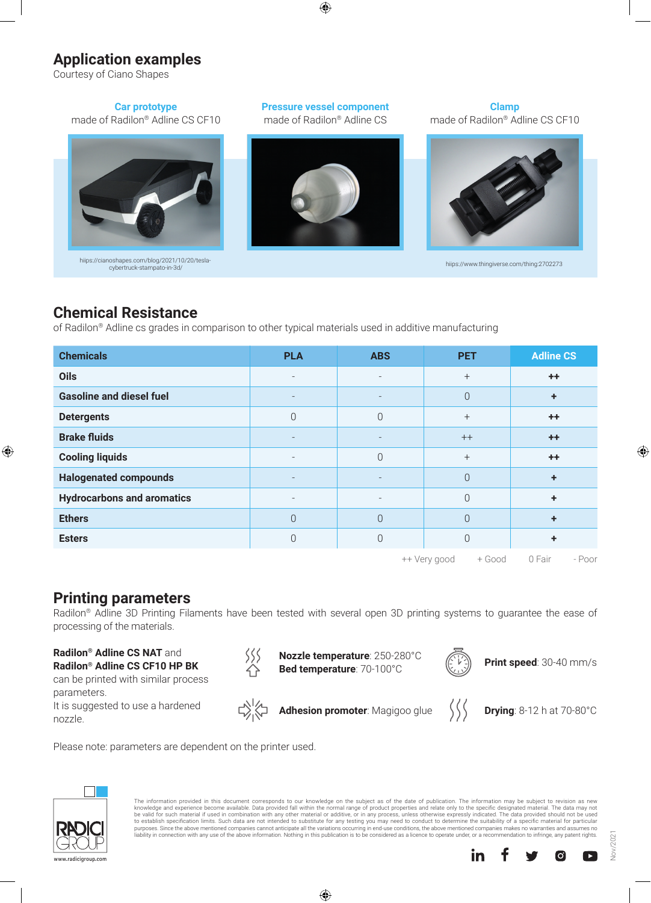## Application examples

Courtesy of Ciano Shapes

**Car prototype**
made of Radilon® Adline CS CF10

hiips://cianoshapes.com/blog/2021/10/20/tesla-cybertruck-stampato-in-3d/

**Pressure vessel component**
made of Radilon® Adline CS

**Clamp**
made of Radilon® Adline CS CF10

hiips://www.thingiverse.com/thing:2702273

## Chemical Resistance

of Radilon® Adline cs grades in comparison to other typical materials used in additive manufacturing

| Chemicals | PLA | ABS | PET | Adline CS |
|---|---|---|---|---|
| Oils | - | - | + | ++ |
| Gasoline and diesel fuel | - | - | 0 | + |
| Detergents | 0 | 0 | + | ++ |
| Brake fluids | - | - | ++ | ++ |
| Cooling liquids | - | 0 | + | ++ |
| Halogenated compounds | - | - | 0 | + |
| Hydrocarbons and aromatics | - | - | 0 | + |
| Ethers | 0 | 0 | 0 | + |
| Esters | 0 | 0 | 0 | + |

++ Very good  + Good  0 Fair  - Poor

## Printing parameters

Radilon® Adline 3D Printing Filaments have been tested with several open 3D printing systems to guarantee the ease of processing of the materials.

**Radilon® Adline CS NAT** and **Radilon® Adline CS CF10 HP BK** can be printed with similar process parameters.
It is suggested to use a hardened nozzle.

**Nozzle temperature**: 250-280°C
**Bed temperature**: 70-100°C

**Print speed**: 30-40 mm/s

**Adhesion promoter**: Magigoo glue

**Drying**: 8-12 h at 70-80°C

Please note: parameters are dependent on the printer used.

The information provided in this document corresponds to our knowledge on the subject as of the date of publication. The information may be subject to revision as new knowledge and experience become available. Data provided fall within the normal range of product properties and relate only to the specific designated material. The data may not be valid for such material if used in combination with any other material or additive, or in any process, unless otherwise expressly indicated. The data provided should not be used to establish specification limits. Such data are not intended to substitute for any testing you may need to conduct to determine the suitability of a specific material for particular purposes. Since the above mentioned companies cannot anticipate all the variations occurring in end-use conditions, the above mentioned companies makes no warranties and assumes no liability in connection with any use of the above information. Nothing in this publication is to be considered as a licence to operate under, or a recommendation to infringe, any patent rights.

www.radicigroup.com

Nov/2021